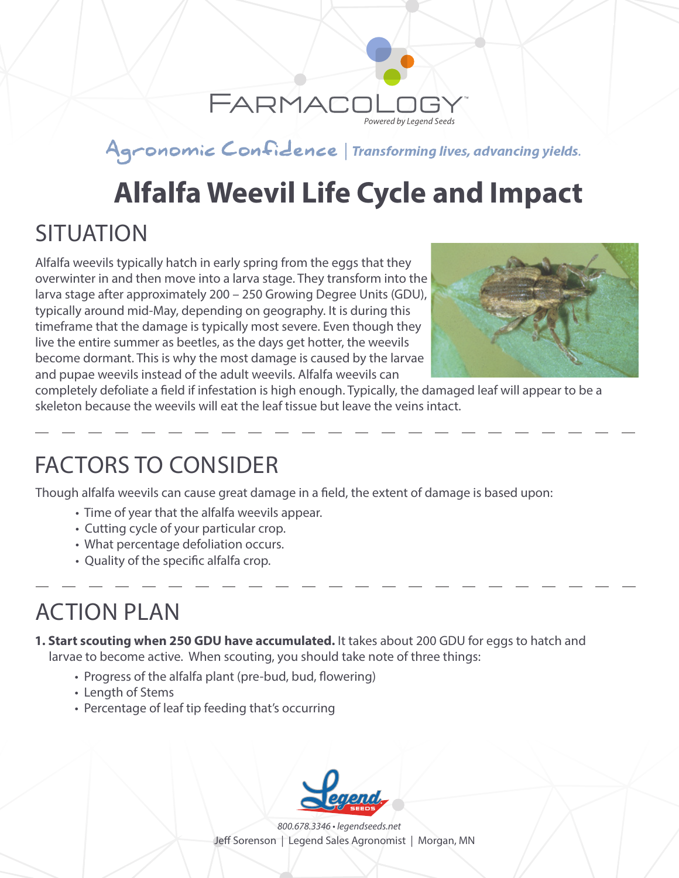FARMACOLOGY™
*Powered by Legend Seeds*

Agronomic Confidence | *Transforming lives, advancing yields.*

# Alfalfa Weevil Life Cycle and Impact

## SITUATION

Alfalfa weevils typically hatch in early spring from the eggs that they overwinter in and then move into a larva stage. They transform into the larva stage after approximately 200 – 250 Growing Degree Units (GDU), typically around mid-May, depending on geography. It is during this timeframe that the damage is typically most severe. Even though they live the entire summer as beetles, as the days get hotter, the weevils become dormant. This is why the most damage is caused by the larvae and pupae weevils instead of the adult weevils. Alfalfa weevils can completely defoliate a field if infestation is high enough. Typically, the damaged leaf will appear to be a skeleton because the weevils will eat the leaf tissue but leave the veins intact.

## FACTORS TO CONSIDER

Though alfalfa weevils can cause great damage in a field, the extent of damage is based upon:

- Time of year that the alfalfa weevils appear.
- Cutting cycle of your particular crop.
- What percentage defoliation occurs.
- Quality of the specific alfalfa crop.

## ACTION PLAN

1. **Start scouting when 250 GDU have accumulated.** It takes about 200 GDU for eggs to hatch and larvae to become active. When scouting, you should take note of three things:
   - Progress of the alfalfa plant (pre-bud, bud, flowering)
   - Length of Stems
   - Percentage of leaf tip feeding that's occurring

*800.678.3346 • legendseeds.net*
Jeff Sorenson | Legend Sales Agronomist | Morgan, MN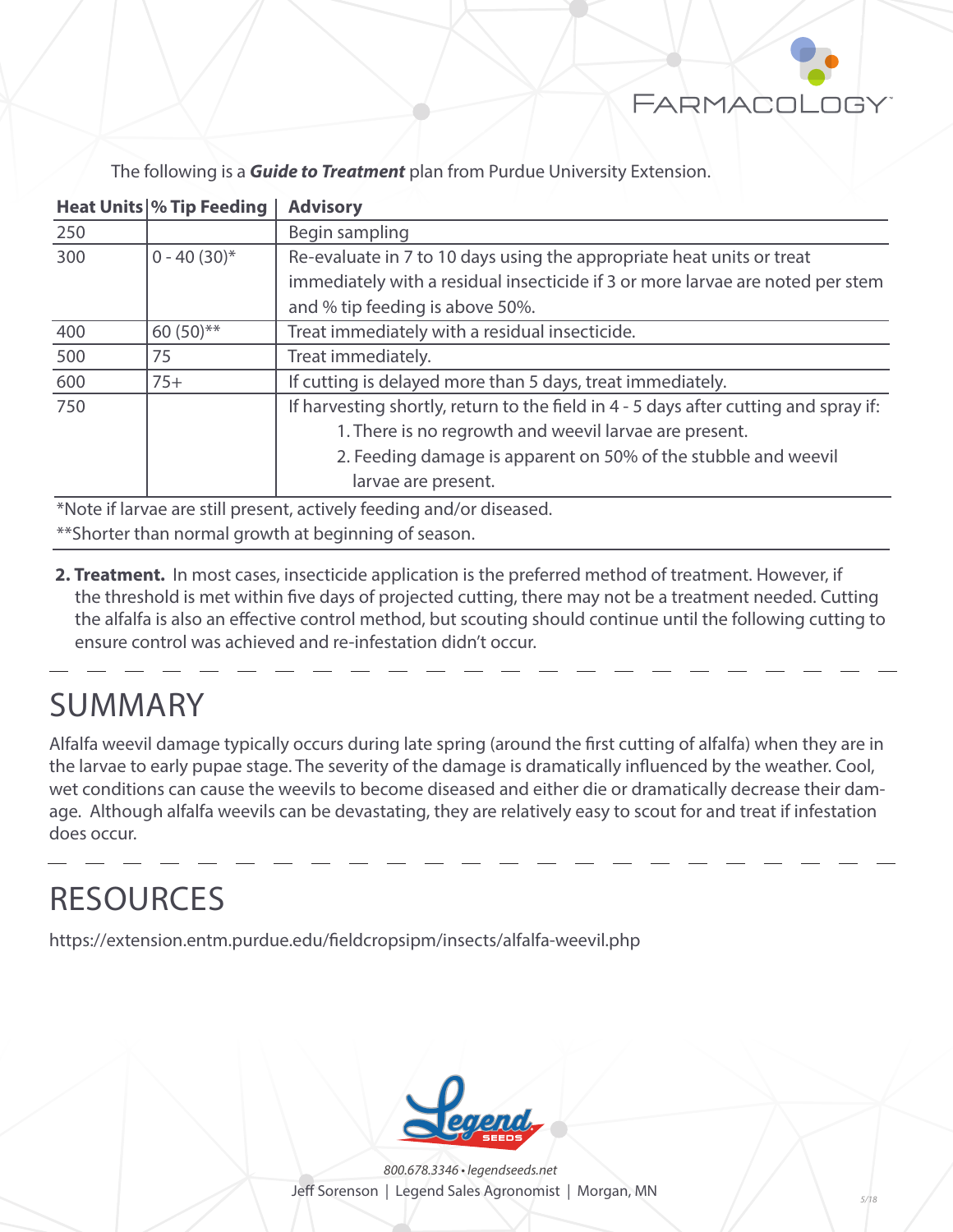The following is a ***Guide to Treatment*** plan from Purdue University Extension.

| Heat Units | % Tip Feeding | Advisory |
|---|---|---|
| 250 | | Begin sampling |
| 300 | 0 - 40 (30)* | Re-evaluate in 7 to 10 days using the appropriate heat units or treat immediately with a residual insecticide if 3 or more larvae are noted per stem and % tip feeding is above 50%. |
| 400 | 60 (50)** | Treat immediately with a residual insecticide. |
| 500 | 75 | Treat immediately. |
| 600 | 75+ | If cutting is delayed more than 5 days, treat immediately. |
| 750 | | If harvesting shortly, return to the field in 4 - 5 days after cutting and spray if: 1. There is no regrowth and weevil larvae are present. 2. Feeding damage is apparent on 50% of the stubble and weevil larvae are present. |

*Note if larvae are still present, actively feeding and/or diseased.

**Shorter than normal growth at beginning of season.

**2. Treatment.** In most cases, insecticide application is the preferred method of treatment. However, if the threshold is met within five days of projected cutting, there may not be a treatment needed. Cutting the alfalfa is also an effective control method, but scouting should continue until the following cutting to ensure control was achieved and re-infestation didn't occur.

# SUMMARY

Alfalfa weevil damage typically occurs during late spring (around the first cutting of alfalfa) when they are in the larvae to early pupae stage. The severity of the damage is dramatically influenced by the weather. Cool, wet conditions can cause the weevils to become diseased and either die or dramatically decrease their damage. Although alfalfa weevils can be devastating, they are relatively easy to scout for and treat if infestation does occur.

# RESOURCES

https://extension.entm.purdue.edu/fieldcropsipm/insects/alfalfa-weevil.php

*800.678.3346 • legendseeds.net*

Jeff Sorenson | Legend Sales Agronomist | Morgan, MN